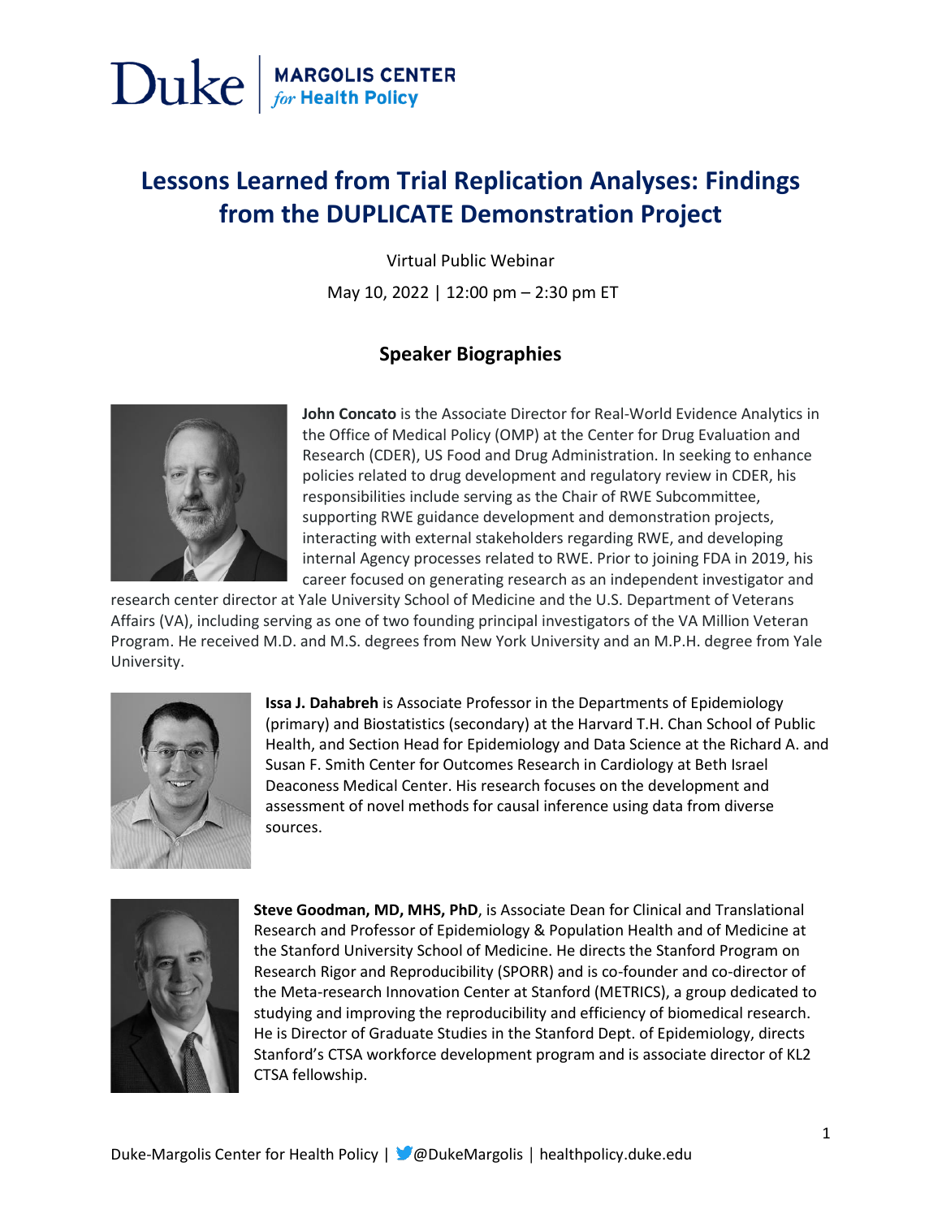Duke | MARGOLIS CENTER *for* Health Policy

# Lessons Learned from Trial Replication Analyses: Findings from the DUPLICATE Demonstration Project

Virtual Public Webinar

May 10, 2022 | 12:00 pm – 2:30 pm ET

## Speaker Biographies

**John Concato** is the Associate Director for Real-World Evidence Analytics in the Office of Medical Policy (OMP) at the Center for Drug Evaluation and Research (CDER), US Food and Drug Administration. In seeking to enhance policies related to drug development and regulatory review in CDER, his responsibilities include serving as the Chair of RWE Subcommittee, supporting RWE guidance development and demonstration projects, interacting with external stakeholders regarding RWE, and developing internal Agency processes related to RWE. Prior to joining FDA in 2019, his career focused on generating research as an independent investigator and research center director at Yale University School of Medicine and the U.S. Department of Veterans Affairs (VA), including serving as one of two founding principal investigators of the VA Million Veteran Program. He received M.D. and M.S. degrees from New York University and an M.P.H. degree from Yale University.

**Issa J. Dahabreh** is Associate Professor in the Departments of Epidemiology (primary) and Biostatistics (secondary) at the Harvard T.H. Chan School of Public Health, and Section Head for Epidemiology and Data Science at the Richard A. and Susan F. Smith Center for Outcomes Research in Cardiology at Beth Israel Deaconess Medical Center. His research focuses on the development and assessment of novel methods for causal inference using data from diverse sources.

**Steve Goodman, MD, MHS, PhD**, is Associate Dean for Clinical and Translational Research and Professor of Epidemiology & Population Health and of Medicine at the Stanford University School of Medicine. He directs the Stanford Program on Research Rigor and Reproducibility (SPORR) and is co-founder and co-director of the Meta-research Innovation Center at Stanford (METRICS), a group dedicated to studying and improving the reproducibility and efficiency of biomedical research. He is Director of Graduate Studies in the Stanford Dept. of Epidemiology, directs Stanford's CTSA workforce development program and is associate director of KL2 CTSA fellowship.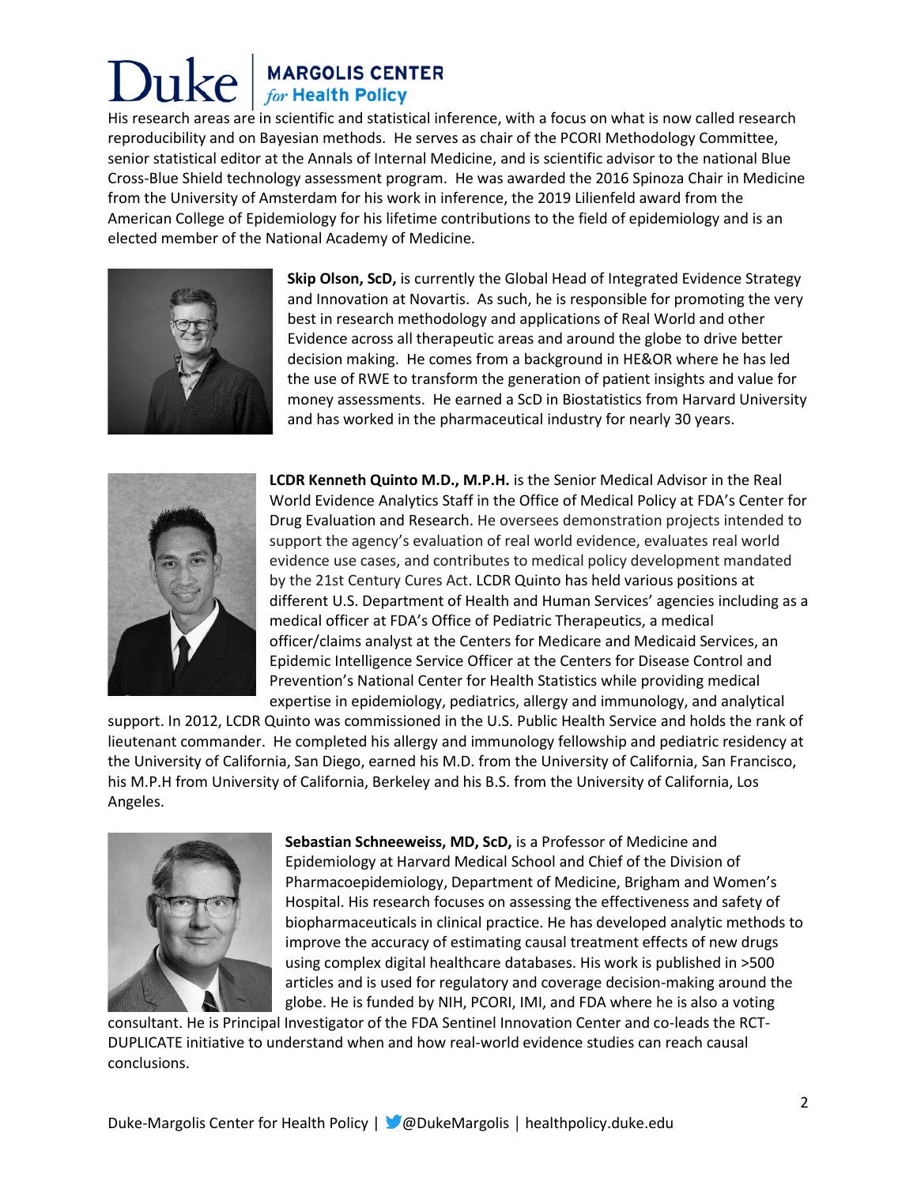His research areas are in scientific and statistical inference, with a focus on what is now called research reproducibility and on Bayesian methods. He serves as chair of the PCORI Methodology Committee, senior statistical editor at the Annals of Internal Medicine, and is scientific advisor to the national Blue Cross-Blue Shield technology assessment program. He was awarded the 2016 Spinoza Chair in Medicine from the University of Amsterdam for his work in inference, the 2019 Lilienfeld award from the American College of Epidemiology for his lifetime contributions to the field of epidemiology and is an elected member of the National Academy of Medicine.

**Skip Olson, ScD,** is currently the Global Head of Integrated Evidence Strategy and Innovation at Novartis. As such, he is responsible for promoting the very best in research methodology and applications of Real World and other Evidence across all therapeutic areas and around the globe to drive better decision making. He comes from a background in HE&OR where he has led the use of RWE to transform the generation of patient insights and value for money assessments. He earned a ScD in Biostatistics from Harvard University and has worked in the pharmaceutical industry for nearly 30 years.

**LCDR Kenneth Quinto M.D., M.P.H.** is the Senior Medical Advisor in the Real World Evidence Analytics Staff in the Office of Medical Policy at FDA's Center for Drug Evaluation and Research. He oversees demonstration projects intended to support the agency's evaluation of real world evidence, evaluates real world evidence use cases, and contributes to medical policy development mandated by the 21st Century Cures Act. LCDR Quinto has held various positions at different U.S. Department of Health and Human Services' agencies including as a medical officer at FDA's Office of Pediatric Therapeutics, a medical officer/claims analyst at the Centers for Medicare and Medicaid Services, an Epidemic Intelligence Service Officer at the Centers for Disease Control and Prevention's National Center for Health Statistics while providing medical expertise in epidemiology, pediatrics, allergy and immunology, and analytical support. In 2012, LCDR Quinto was commissioned in the U.S. Public Health Service and holds the rank of lieutenant commander. He completed his allergy and immunology fellowship and pediatric residency at the University of California, San Diego, earned his M.D. from the University of California, San Francisco, his M.P.H from University of California, Berkeley and his B.S. from the University of California, Los Angeles.

**Sebastian Schneeweiss, MD, ScD,** is a Professor of Medicine and Epidemiology at Harvard Medical School and Chief of the Division of Pharmacoepidemiology, Department of Medicine, Brigham and Women's Hospital. His research focuses on assessing the effectiveness and safety of biopharmaceuticals in clinical practice. He has developed analytic methods to improve the accuracy of estimating causal treatment effects of new drugs using complex digital healthcare databases. His work is published in >500 articles and is used for regulatory and coverage decision-making around the globe. He is funded by NIH, PCORI, IMI, and FDA where he is also a voting consultant. He is Principal Investigator of the FDA Sentinel Innovation Center and co-leads the RCT-DUPLICATE initiative to understand when and how real-world evidence studies can reach causal conclusions.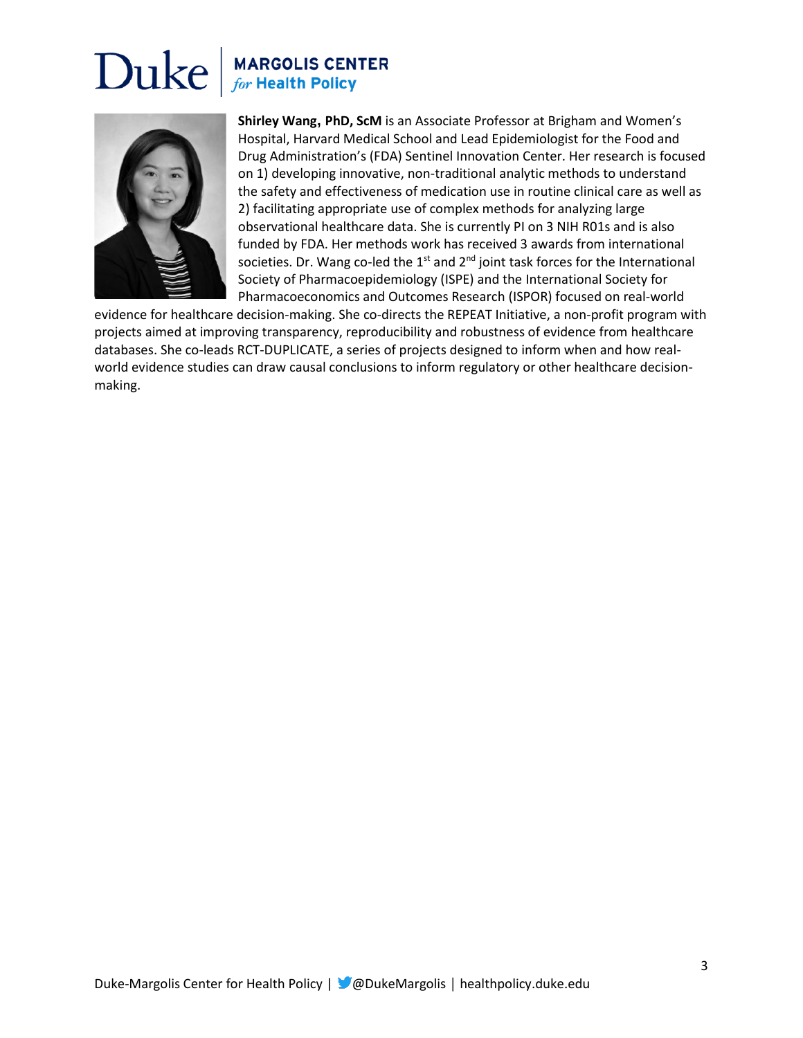**Shirley Wang, PhD, ScM** is an Associate Professor at Brigham and Women's Hospital, Harvard Medical School and Lead Epidemiologist for the Food and Drug Administration's (FDA) Sentinel Innovation Center. Her research is focused on 1) developing innovative, non-traditional analytic methods to understand the safety and effectiveness of medication use in routine clinical care as well as 2) facilitating appropriate use of complex methods for analyzing large observational healthcare data. She is currently PI on 3 NIH R01s and is also funded by FDA. Her methods work has received 3 awards from international societies. Dr. Wang co-led the 1st and 2nd joint task forces for the International Society of Pharmacoepidemiology (ISPE) and the International Society for Pharmacoeconomics and Outcomes Research (ISPOR) focused on real-world evidence for healthcare decision-making. She co-directs the REPEAT Initiative, a non-profit program with projects aimed at improving transparency, reproducibility and robustness of evidence from healthcare databases. She co-leads RCT-DUPLICATE, a series of projects designed to inform when and how real-world evidence studies can draw causal conclusions to inform regulatory or other healthcare decision-making.